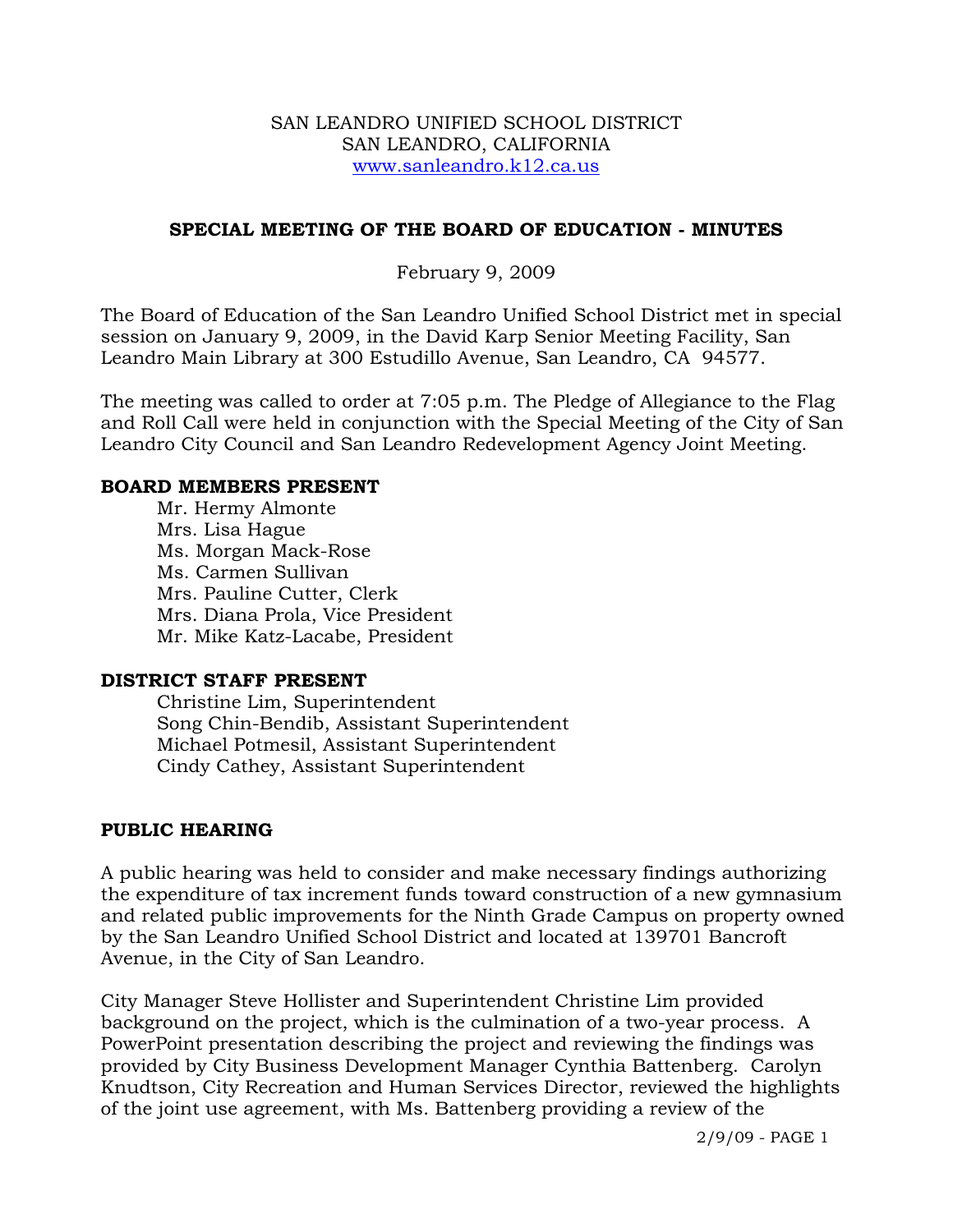SAN LEANDRO UNIFIED SCHOOL DISTRICT
SAN LEANDRO, CALIFORNIA
www.sanleandro.k12.ca.us

**SPECIAL MEETING OF THE BOARD OF EDUCATION - MINUTES**

February 9, 2009

The Board of Education of the San Leandro Unified School District met in special session on January 9, 2009, in the David Karp Senior Meeting Facility, San Leandro Main Library at 300 Estudillo Avenue, San Leandro, CA 94577.

The meeting was called to order at 7:05 p.m. The Pledge of Allegiance to the Flag and Roll Call were held in conjunction with the Special Meeting of the City of San Leandro City Council and San Leandro Redevelopment Agency Joint Meeting.

**BOARD MEMBERS PRESENT**

Mr. Hermy Almonte
Mrs. Lisa Hague
Ms. Morgan Mack-Rose
Ms. Carmen Sullivan
Mrs. Pauline Cutter, Clerk
Mrs. Diana Prola, Vice President
Mr. Mike Katz-Lacabe, President

**DISTRICT STAFF PRESENT**

Christine Lim, Superintendent
Song Chin-Bendib, Assistant Superintendent
Michael Potmesil, Assistant Superintendent
Cindy Cathey, Assistant Superintendent

**PUBLIC HEARING**

A public hearing was held to consider and make necessary findings authorizing the expenditure of tax increment funds toward construction of a new gymnasium and related public improvements for the Ninth Grade Campus on property owned by the San Leandro Unified School District and located at 139701 Bancroft Avenue, in the City of San Leandro.

City Manager Steve Hollister and Superintendent Christine Lim provided background on the project, which is the culmination of a two-year process. A PowerPoint presentation describing the project and reviewing the findings was provided by City Business Development Manager Cynthia Battenberg. Carolyn Knudtson, City Recreation and Human Services Director, reviewed the highlights of the joint use agreement, with Ms. Battenberg providing a review of the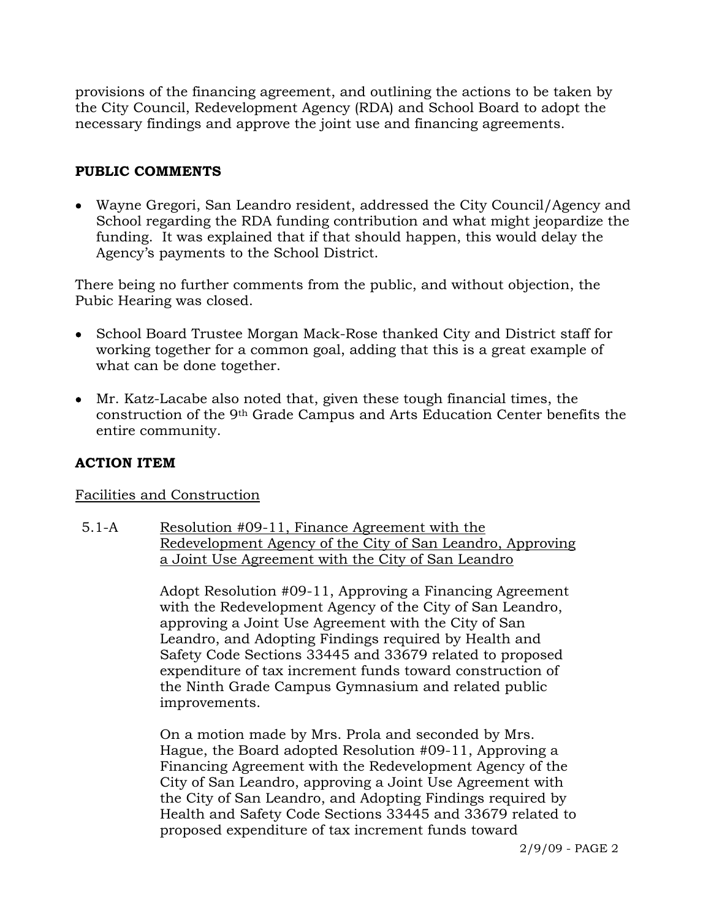provisions of the financing agreement, and outlining the actions to be taken by the City Council, Redevelopment Agency (RDA) and School Board to adopt the necessary findings and approve the joint use and financing agreements.

**PUBLIC COMMENTS**

- Wayne Gregori, San Leandro resident, addressed the City Council/Agency and School regarding the RDA funding contribution and what might jeopardize the funding. It was explained that if that should happen, this would delay the Agency's payments to the School District.

There being no further comments from the public, and without objection, the Pubic Hearing was closed.

- School Board Trustee Morgan Mack-Rose thanked City and District staff for working together for a common goal, adding that this is a great example of what can be done together.
- Mr. Katz-Lacabe also noted that, given these tough financial times, the construction of the 9th Grade Campus and Arts Education Center benefits the entire community.

**ACTION ITEM**

Facilities and Construction

5.1-A Resolution #09-11, Finance Agreement with the Redevelopment Agency of the City of San Leandro, Approving a Joint Use Agreement with the City of San Leandro

Adopt Resolution #09-11, Approving a Financing Agreement with the Redevelopment Agency of the City of San Leandro, approving a Joint Use Agreement with the City of San Leandro, and Adopting Findings required by Health and Safety Code Sections 33445 and 33679 related to proposed expenditure of tax increment funds toward construction of the Ninth Grade Campus Gymnasium and related public improvements.

On a motion made by Mrs. Prola and seconded by Mrs. Hague, the Board adopted Resolution #09-11, Approving a Financing Agreement with the Redevelopment Agency of the City of San Leandro, approving a Joint Use Agreement with the City of San Leandro, and Adopting Findings required by Health and Safety Code Sections 33445 and 33679 related to proposed expenditure of tax increment funds toward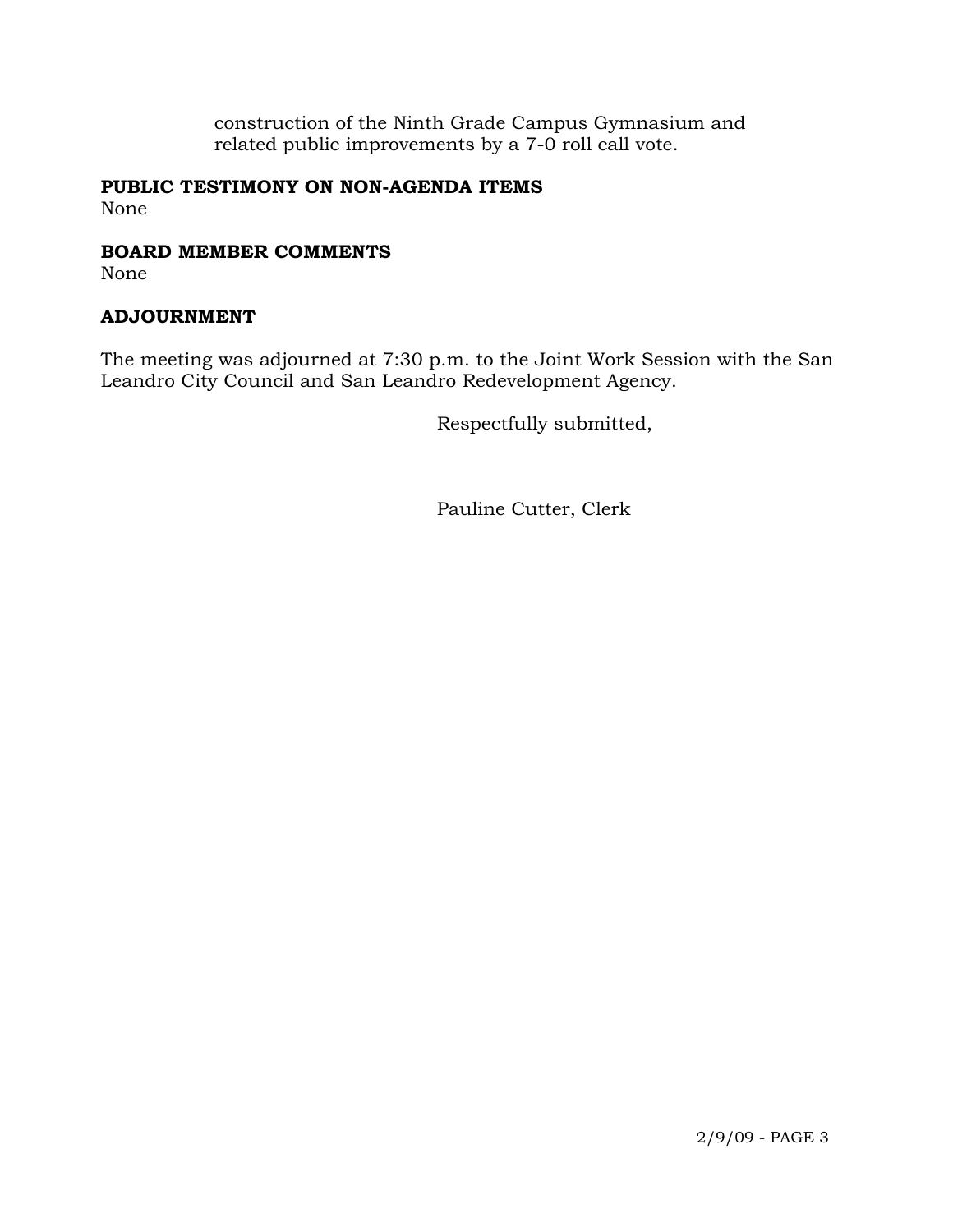construction of the Ninth Grade Campus Gymnasium and related public improvements by a 7-0 roll call vote.

**PUBLIC TESTIMONY ON NON-AGENDA ITEMS**

None

**BOARD MEMBER COMMENTS**

None

**ADJOURNMENT**

The meeting was adjourned at 7:30 p.m. to the Joint Work Session with the San Leandro City Council and San Leandro Redevelopment Agency.

Respectfully submitted,

Pauline Cutter, Clerk